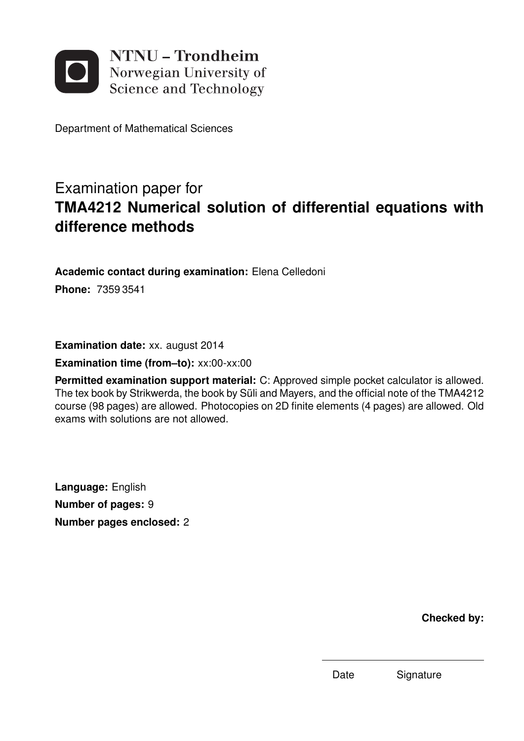NTNU – Trondheim
Norwegian University of
Science and Technology

Department of Mathematical Sciences

# Examination paper for
# **TMA4212 Numerical solution of differential equations with difference methods**

**Academic contact during examination:** Elena Celledoni

**Phone:** 7359 3541

**Examination date:** xx. august 2014

**Examination time (from–to):** xx:00-xx:00

**Permitted examination support material:** C: Approved simple pocket calculator is allowed. The tex book by Strikwerda, the book by Süli and Mayers, and the official note of the TMA4212 course (98 pages) are allowed. Photocopies on 2D finite elements (4 pages) are allowed. Old exams with solutions are not allowed.

**Language:** English

**Number of pages:** 9

**Number pages enclosed:** 2

**Checked by:**

Date Signature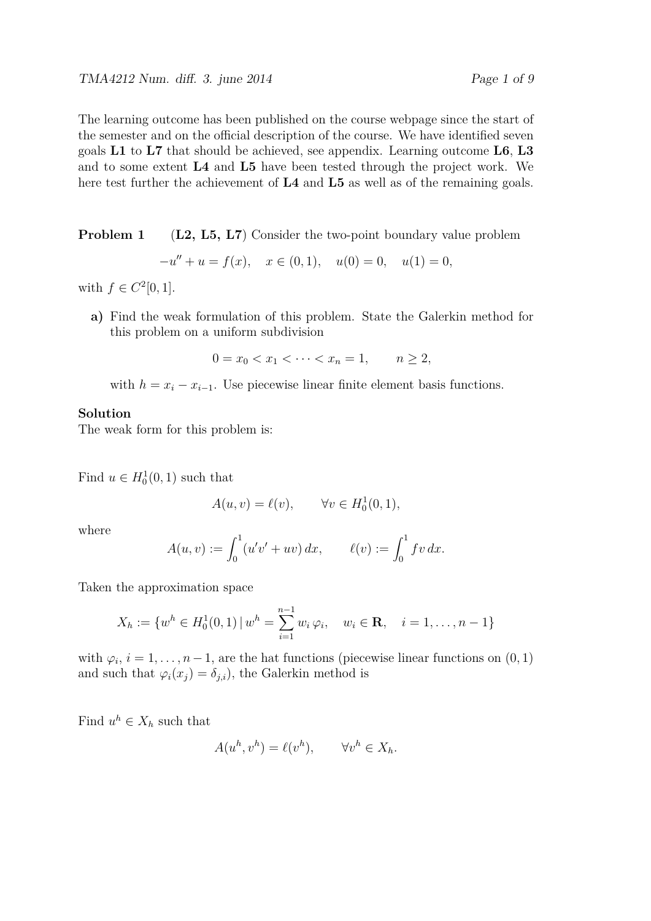The learning outcome has been published on the course webpage since the start of the semester and on the official description of the course. We have identified seven goals **L1** to **L7** that should be achieved, see appendix. Learning outcome **L6**, **L3** and to some extent **L4** and **L5** have been tested through the project work. We here test further the achievement of **L4** and **L5** as well as of the remaining goals.

**Problem 1** (**L2, L5, L7**) Consider the two-point boundary value problem

$$-u'' + u = f(x), \quad x \in (0,1), \quad u(0) = 0, \quad u(1) = 0,$$

with $f \in C^2[0,1]$.

**a)** Find the weak formulation of this problem. State the Galerkin method for this problem on a uniform subdivision

$$0 = x_0 < x_1 < \cdots < x_n = 1, \qquad n \geq 2,$$

with $h = x_i - x_{i-1}$. Use piecewise linear finite element basis functions.

**Solution**

The weak form for this problem is:

Find $u \in H_0^1(0,1)$ such that

$$A(u,v) = \ell(v), \qquad \forall v \in H_0^1(0,1),$$

where

$$A(u,v) := \int_0^1 (u'v' + uv)\, dx, \qquad \ell(v) := \int_0^1 f v\, dx.$$

Taken the approximation space

$$X_h := \{w^h \in H_0^1(0,1) \,|\, w^h = \sum_{i=1}^{n-1} w_i\, \varphi_i, \quad w_i \in \mathbf{R}, \quad i = 1, \ldots, n-1\}$$

with $\varphi_i$, $i = 1, \ldots, n-1$, are the hat functions (piecewise linear functions on $(0,1)$ and such that $\varphi_i(x_j) = \delta_{j,i}$), the Galerkin method is

Find $u^h \in X_h$ such that

$$A(u^h, v^h) = \ell(v^h), \qquad \forall v^h \in X_h.$$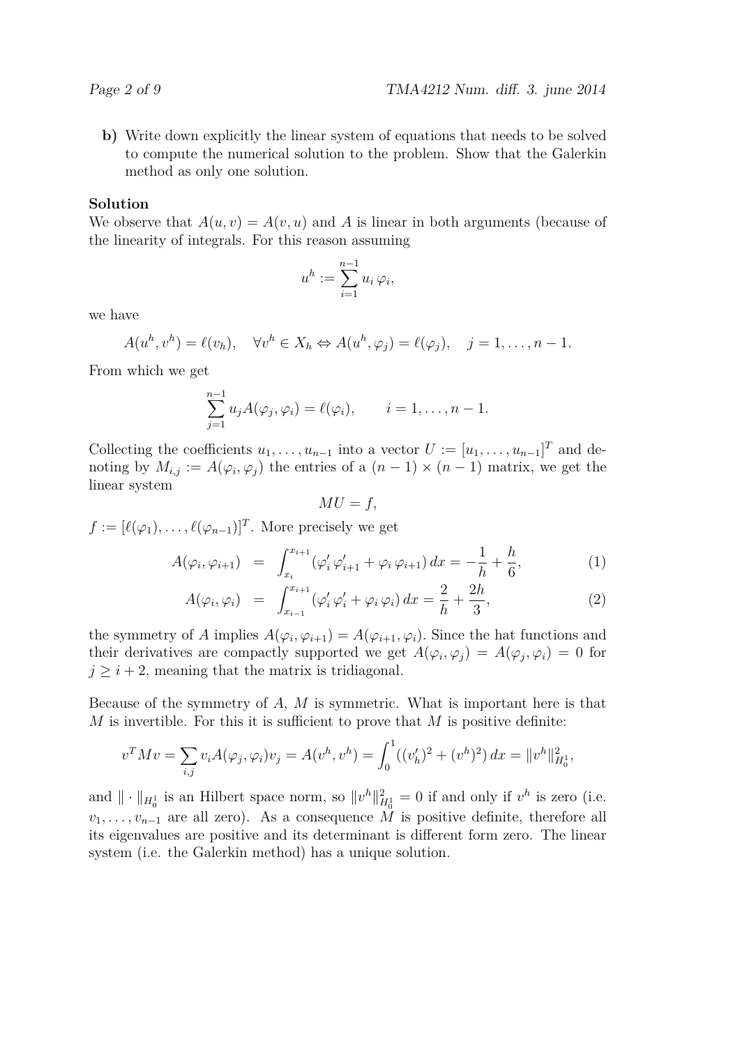**b)** Write down explicitly the linear system of equations that needs to be solved to compute the numerical solution to the problem. Show that the Galerkin method as only one solution.

**Solution**

We observe that $A(u, v) = A(v, u)$ and $A$ is linear in both arguments (because of the linearity of integrals. For this reason assuming

$$u^h := \sum_{i=1}^{n-1} u_i \, \varphi_i,$$

we have

$$A(u^h, v^h) = \ell(v_h), \quad \forall v^h \in X_h \Leftrightarrow A(u^h, \varphi_j) = \ell(\varphi_j), \quad j = 1, \ldots, n-1.$$

From which we get

$$\sum_{j=1}^{n-1} u_j A(\varphi_j, \varphi_i) = \ell(\varphi_i), \qquad i = 1, \ldots, n-1.$$

Collecting the coefficients $u_1, \ldots, u_{n-1}$ into a vector $U := [u_1, \ldots, u_{n-1}]^T$ and denoting by $M_{i,j} := A(\varphi_i, \varphi_j)$ the entries of a $(n-1) \times (n-1)$ matrix, we get the linear system

$$MU = f,$$

$f := [\ell(\varphi_1), \ldots, \ell(\varphi_{n-1})]^T$. More precisely we get

$$A(\varphi_i, \varphi_{i+1}) = \int_{x_i}^{x_{i+1}} (\varphi_i' \, \varphi_{i+1}' + \varphi_i \, \varphi_{i+1}) \, dx = -\frac{1}{h} + \frac{h}{6}, \tag{1}$$

$$A(\varphi_i, \varphi_i) = \int_{x_{i-1}}^{x_{i+1}} (\varphi_i' \, \varphi_i' + \varphi_i \, \varphi_i) \, dx = \frac{2}{h} + \frac{2h}{3}, \tag{2}$$

the symmetry of $A$ implies $A(\varphi_i, \varphi_{i+1}) = A(\varphi_{i+1}, \varphi_i)$. Since the hat functions and their derivatives are compactly supported we get $A(\varphi_i, \varphi_j) = A(\varphi_j, \varphi_i) = 0$ for $j \geq i+2$, meaning that the matrix is tridiagonal.

Because of the symmetry of $A$, $M$ is symmetric. What is important here is that $M$ is invertible. For this it is sufficient to prove that $M$ is positive definite:

$$v^T M v = \sum_{i,j} v_i A(\varphi_j, \varphi_i) v_j = A(v^h, v^h) = \int_0^1 ((v_h')^2 + (v^h)^2) \, dx = \|v^h\|_{H_0^1}^2,$$

and $\| \cdot \|_{H_0^1}$ is an Hilbert space norm, so $\|v^h\|_{H_0^1}^2 = 0$ if and only if $v^h$ is zero (i.e. $v_1, \ldots, v_{n-1}$ are all zero). As a consequence $M$ is positive definite, therefore all its eigenvalues are positive and its determinant is different form zero. The linear system (i.e. the Galerkin method) has a unique solution.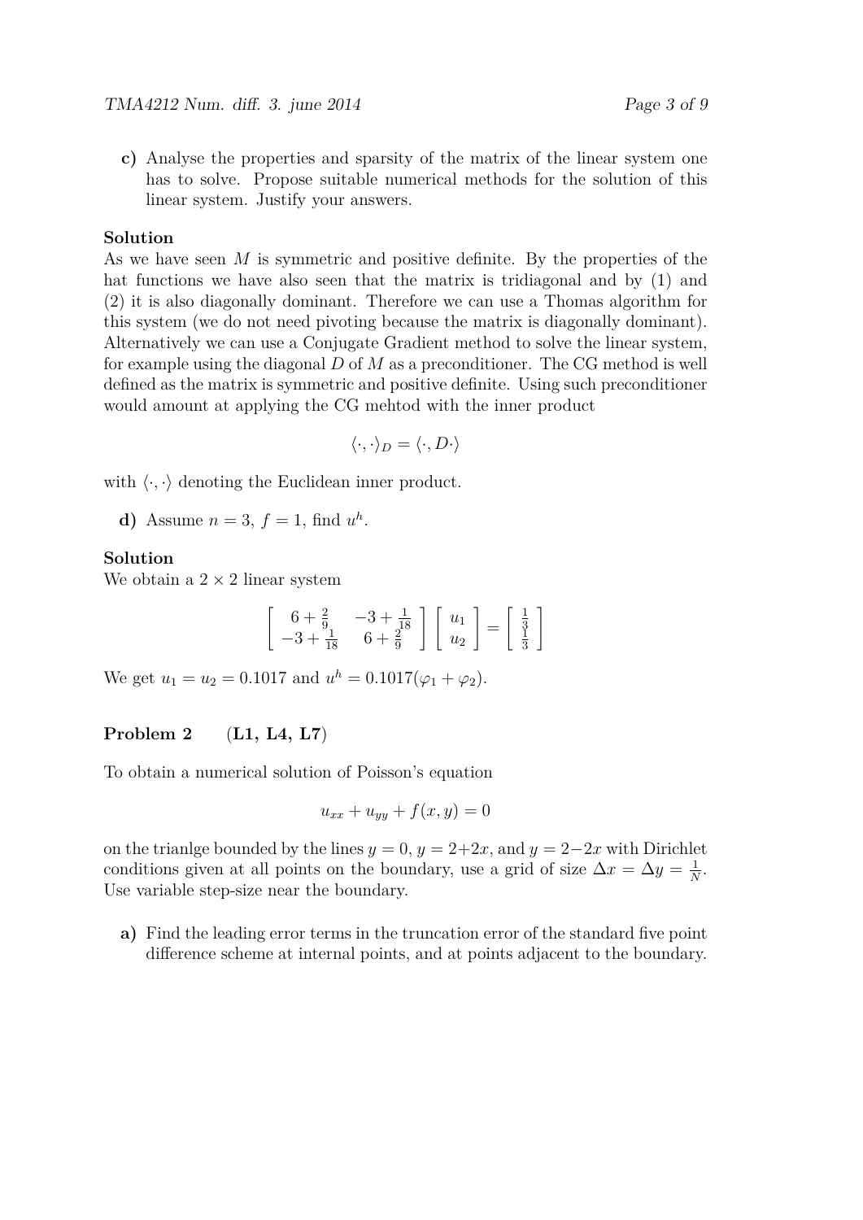**c)** Analyse the properties and sparsity of the matrix of the linear system one has to solve. Propose suitable numerical methods for the solution of this linear system. Justify your answers.

**Solution**

As we have seen $M$ is symmetric and positive definite. By the properties of the hat functions we have also seen that the matrix is tridiagonal and by (1) and (2) it is also diagonally dominant. Therefore we can use a Thomas algorithm for this system (we do not need pivoting because the matrix is diagonally dominant). Alternatively we can use a Conjugate Gradient method to solve the linear system, for example using the diagonal $D$ of $M$ as a preconditioner. The CG method is well defined as the matrix is symmetric and positive definite. Using such preconditioner would amount at applying the CG mehtod with the inner product

$$\langle \cdot, \cdot \rangle_D = \langle \cdot, D \cdot \rangle$$

with $\langle \cdot, \cdot \rangle$ denoting the Euclidean inner product.

**d)** Assume $n = 3$, $f = 1$, find $u^h$.

**Solution**

We obtain a $2 \times 2$ linear system

$$\begin{bmatrix} 6 + \frac{2}{9} & -3 + \frac{1}{18} \\ -3 + \frac{1}{18} & 6 + \frac{2}{9} \end{bmatrix} \begin{bmatrix} u_1 \\ u_2 \end{bmatrix} = \begin{bmatrix} \frac{1}{3} \\ \frac{1}{3} \end{bmatrix}$$

We get $u_1 = u_2 = 0.1017$ and $u^h = 0.1017(\varphi_1 + \varphi_2)$.

### Problem 2 (L1, L4, L7)

To obtain a numerical solution of Poisson's equation

$$u_{xx} + u_{yy} + f(x, y) = 0$$

on the trianlge bounded by the lines $y = 0$, $y = 2+2x$, and $y = 2-2x$ with Dirichlet conditions given at all points on the boundary, use a grid of size $\Delta x = \Delta y = \frac{1}{N}$. Use variable step-size near the boundary.

**a)** Find the leading error terms in the truncation error of the standard five point difference scheme at internal points, and at points adjacent to the boundary.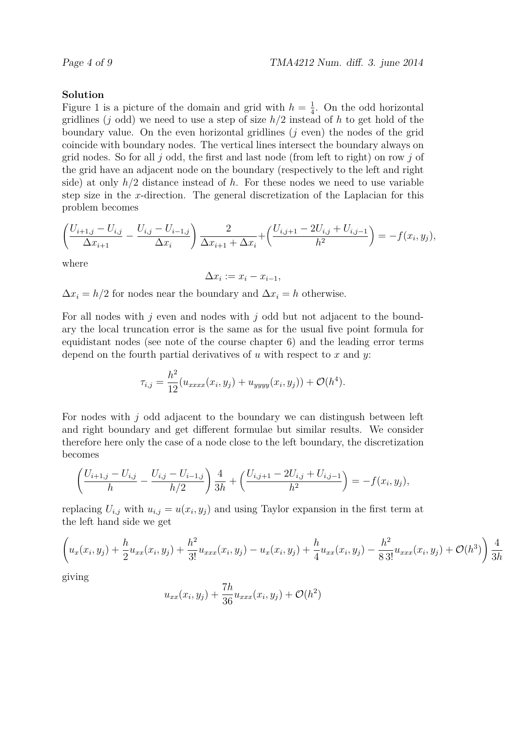**Solution**
Figure 1 is a picture of the domain and grid with $h = \frac{1}{4}$. On the odd horizontal gridlines ($j$ odd) we need to use a step of size $h/2$ instead of $h$ to get hold of the boundary value. On the even horizontal gridlines ($j$ even) the nodes of the grid coincide with boundary nodes. The vertical lines intersect the boundary always on grid nodes. So for all $j$ odd, the first and last node (from left to right) on row $j$ of the grid have an adjacent node on the boundary (respectively to the left and right side) at only $h/2$ distance instead of $h$. For these nodes we need to use variable step size in the $x$-direction. The general discretization of the Laplacian for this problem becomes

$$\left(\frac{U_{i+1,j} - U_{i,j}}{\Delta x_{i+1}} - \frac{U_{i,j} - U_{i-1,j}}{\Delta x_i}\right) \frac{2}{\Delta x_{i+1} + \Delta x_i} + \left(\frac{U_{i,j+1} - 2U_{i,j} + U_{i,j-1}}{h^2}\right) = -f(x_i, y_j),$$

where

$$\Delta x_i := x_i - x_{i-1},$$

$\Delta x_i = h/2$ for nodes near the boundary and $\Delta x_i = h$ otherwise.

For all nodes with $j$ even and nodes with $j$ odd but not adjacent to the boundary the local truncation error is the same as for the usual five point formula for equidistant nodes (see note of the course chapter 6) and the leading error terms depend on the fourth partial derivatives of $u$ with respect to $x$ and $y$:

$$\tau_{i,j} = \frac{h^2}{12}(u_{xxxx}(x_i, y_j) + u_{yyyy}(x_i, y_j)) + \mathcal{O}(h^4).$$

For nodes with $j$ odd adjacent to the boundary we can distingush between left and right boundary and get different formulae but similar results. We consider therefore here only the case of a node close to the left boundary, the discretization becomes

$$\left(\frac{U_{i+1,j} - U_{i,j}}{h} - \frac{U_{i,j} - U_{i-1,j}}{h/2}\right) \frac{4}{3h} + \left(\frac{U_{i,j+1} - 2U_{i,j} + U_{i,j-1}}{h^2}\right) = -f(x_i, y_j),$$

replacing $U_{i,j}$ with $u_{i,j} = u(x_i, y_j)$ and using Taylor expansion in the first term at the left hand side we get

$$\left(u_x(x_i, y_j) + \frac{h}{2}u_{xx}(x_i, y_j) + \frac{h^2}{3!}u_{xxx}(x_i, y_j) - u_x(x_i, y_j) + \frac{h}{4}u_{xx}(x_i, y_j) - \frac{h^2}{8\,3!}u_{xxx}(x_i, y_j) + \mathcal{O}(h^3)\right) \frac{4}{3h}$$

giving

$$u_{xx}(x_i, y_j) + \frac{7h}{36}u_{xxx}(x_i, y_j) + \mathcal{O}(h^2)$$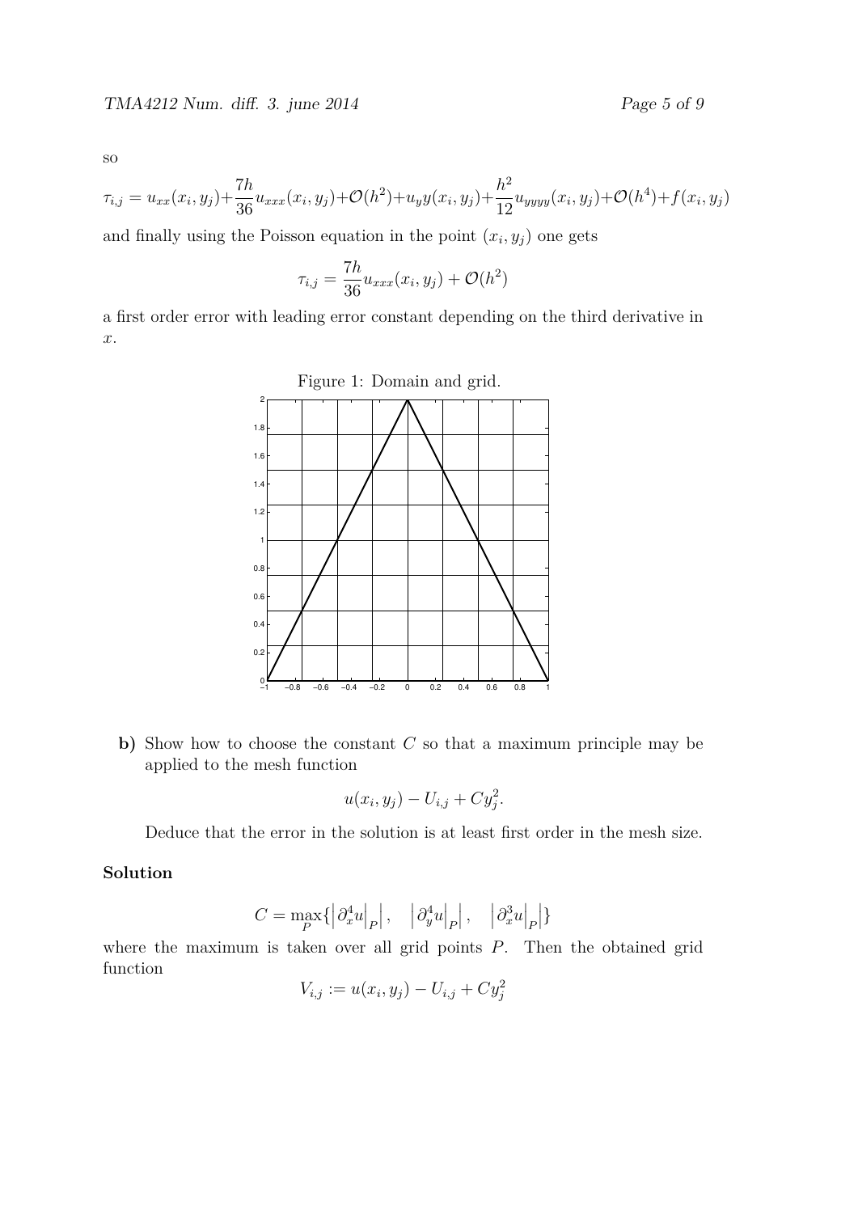so

$$\tau_{i,j} = u_{xx}(x_i, y_j) + \frac{7h}{36}u_{xxx}(x_i, y_j) + \mathcal{O}(h^2) + u_y y(x_i, y_j) + \frac{h^2}{12}u_{yyyy}(x_i, y_j) + \mathcal{O}(h^4) + f(x_i, y_j)$$

and finally using the Poisson equation in the point $(x_i, y_j)$ one gets

$$\tau_{i,j} = \frac{7h}{36}u_{xxx}(x_i, y_j) + \mathcal{O}(h^2)$$

a first order error with leading error constant depending on the third derivative in $x$.

Figure 1: Domain and grid.

**b)** Show how to choose the constant $C$ so that a maximum principle may be applied to the mesh function

$$u(x_i, y_j) - U_{i,j} + Cy_j^2.$$

Deduce that the error in the solution is at least first order in the mesh size.

**Solution**

$$C = \max_P\{\left|\partial_x^4 u\big|_P\right|, \quad \left|\partial_y^4 u\big|_P\right|, \quad \left|\partial_x^3 u\big|_P\right|\}$$

where the maximum is taken over all grid points $P$. Then the obtained grid function

$$V_{i,j} := u(x_i, y_j) - U_{i,j} + Cy_j^2$$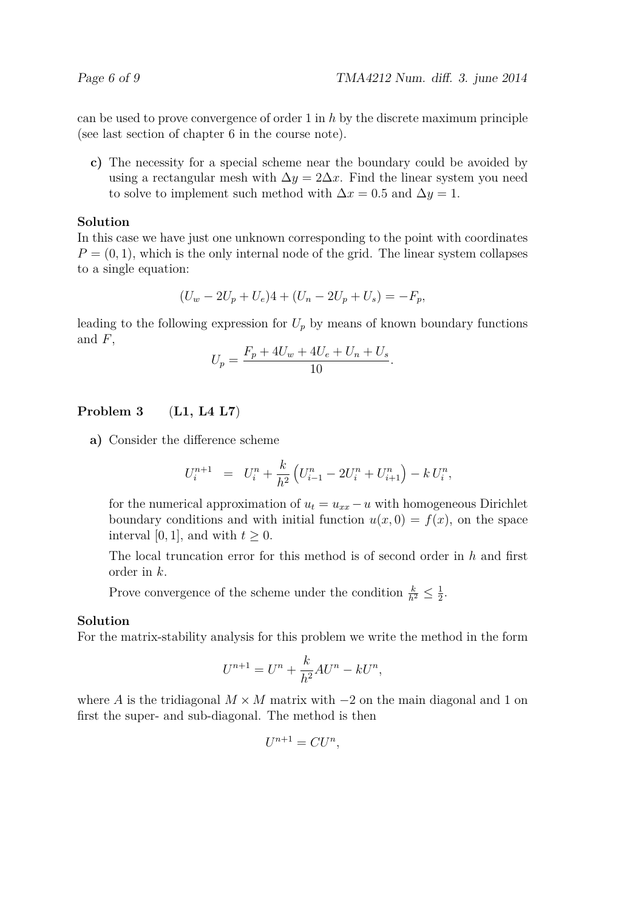can be used to prove convergence of order 1 in $h$ by the discrete maximum principle (see last section of chapter 6 in the course note).

**c)** The necessity for a special scheme near the boundary could be avoided by using a rectangular mesh with $\Delta y = 2\Delta x$. Find the linear system you need to solve to implement such method with $\Delta x = 0.5$ and $\Delta y = 1$.

**Solution**
In this case we have just one unknown corresponding to the point with coordinates $P = (0, 1)$, which is the only internal node of the grid. The linear system collapses to a single equation:

$$(U_w - 2U_p + U_e)4 + (U_n - 2U_p + U_s) = -F_p,$$

leading to the following expression for $U_p$ by means of known boundary functions and $F$,

$$U_p = \frac{F_p + 4U_w + 4U_e + U_n + U_s}{10}.$$

### Problem 3 (L1, L4 L7)

**a)** Consider the difference scheme

$$U_i^{n+1} \;=\; U_i^n + \frac{k}{h^2}\left(U_{i-1}^n - 2U_i^n + U_{i+1}^n\right) - k\,U_i^n,$$

for the numerical approximation of $u_t = u_{xx} - u$ with homogeneous Dirichlet boundary conditions and with initial function $u(x, 0) = f(x)$, on the space interval $[0, 1]$, and with $t \geq 0$.

The local truncation error for this method is of second order in $h$ and first order in $k$.

Prove convergence of the scheme under the condition $\frac{k}{h^2} \leq \frac{1}{2}$.

**Solution**
For the matrix-stability analysis for this problem we write the method in the form

$$U^{n+1} = U^n + \frac{k}{h^2}AU^n - kU^n,$$

where $A$ is the tridiagonal $M \times M$ matrix with $-2$ on the main diagonal and 1 on first the super- and sub-diagonal. The method is then

$$U^{n+1} = CU^n,$$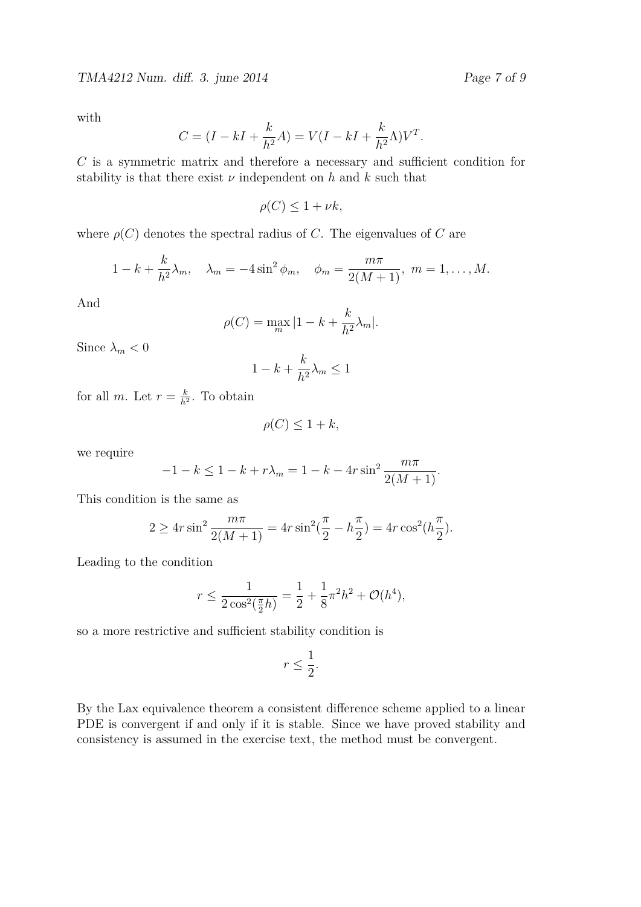with

$$C = (I - kI + \frac{k}{h^2}A) = V(I - kI + \frac{k}{h^2}\Lambda)V^T.$$

$C$ is a symmetric matrix and therefore a necessary and sufficient condition for stability is that there exist $\nu$ independent on $h$ and $k$ such that

$$\rho(C) \leq 1 + \nu k,$$

where $\rho(C)$ denotes the spectral radius of $C$. The eigenvalues of $C$ are

$$1 - k + \frac{k}{h^2}\lambda_m, \quad \lambda_m = -4\sin^2\phi_m, \quad \phi_m = \frac{m\pi}{2(M+1)}, \; m = 1, \ldots, M.$$

And

$$\rho(C) = \max_m |1 - k + \frac{k}{h^2}\lambda_m|.$$

Since $\lambda_m < 0$

$$1 - k + \frac{k}{h^2}\lambda_m \leq 1$$

for all $m$. Let $r = \frac{k}{h^2}$. To obtain

$$\rho(C) \leq 1 + k,$$

we require

$$-1 - k \leq 1 - k + r\lambda_m = 1 - k - 4r\sin^2\frac{m\pi}{2(M+1)}.$$

This condition is the same as

$$2 \geq 4r\sin^2\frac{m\pi}{2(M+1)} = 4r\sin^2(\frac{\pi}{2} - h\frac{\pi}{2}) = 4r\cos^2(h\frac{\pi}{2}).$$

Leading to the condition

$$r \leq \frac{1}{2\cos^2(\frac{\pi}{2}h)} = \frac{1}{2} + \frac{1}{8}\pi^2h^2 + \mathcal{O}(h^4),$$

so a more restrictive and sufficient stability condition is

$$r \leq \frac{1}{2}.$$

By the Lax equivalence theorem a consistent difference scheme applied to a linear PDE is convergent if and only if it is stable. Since we have proved stability and consistency is assumed in the exercise text, the method must be convergent.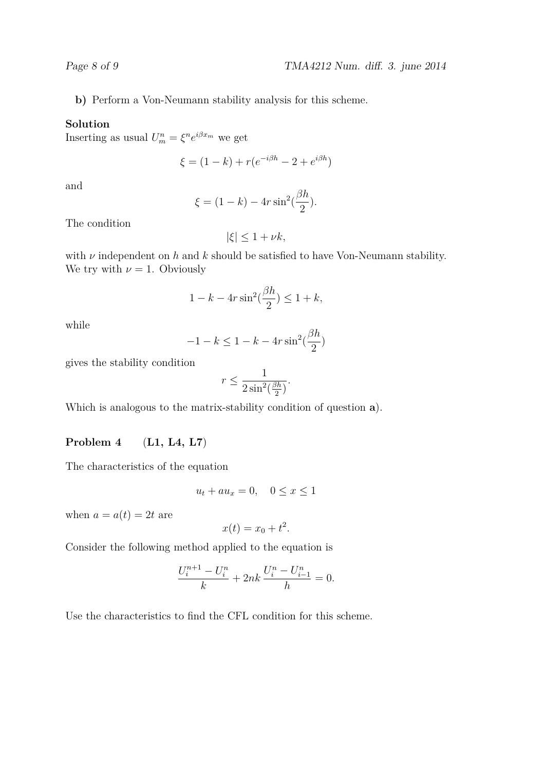**b)** Perform a Von-Neumann stability analysis for this scheme.

**Solution**

Inserting as usual $U_m^n = \xi^n e^{i\beta x_m}$ we get

$$\xi = (1-k) + r(e^{-i\beta h} - 2 + e^{i\beta h})$$

and

$$\xi = (1-k) - 4r\sin^2(\frac{\beta h}{2}).$$

The condition

$$|\xi| \leq 1 + \nu k,$$

with $\nu$ independent on $h$ and $k$ should be satisfied to have Von-Neumann stability. We try with $\nu = 1$. Obviously

$$1 - k - 4r\sin^2(\frac{\beta h}{2}) \leq 1 + k,$$

while

$$-1 - k \leq 1 - k - 4r\sin^2(\frac{\beta h}{2})$$

gives the stability condition

$$r \leq \frac{1}{2\sin^2(\frac{\beta h}{2})}.$$

Which is analogous to the matrix-stability condition of question **a**).

**Problem 4** (**L1, L4, L7**)

The characteristics of the equation

$$u_t + au_x = 0, \quad 0 \leq x \leq 1$$

when $a = a(t) = 2t$ are

$$x(t) = x_0 + t^2.$$

Consider the following method applied to the equation is

$$\frac{U_i^{n+1} - U_i^n}{k} + 2nk\,\frac{U_i^n - U_{i-1}^n}{h} = 0.$$

Use the characteristics to find the CFL condition for this scheme.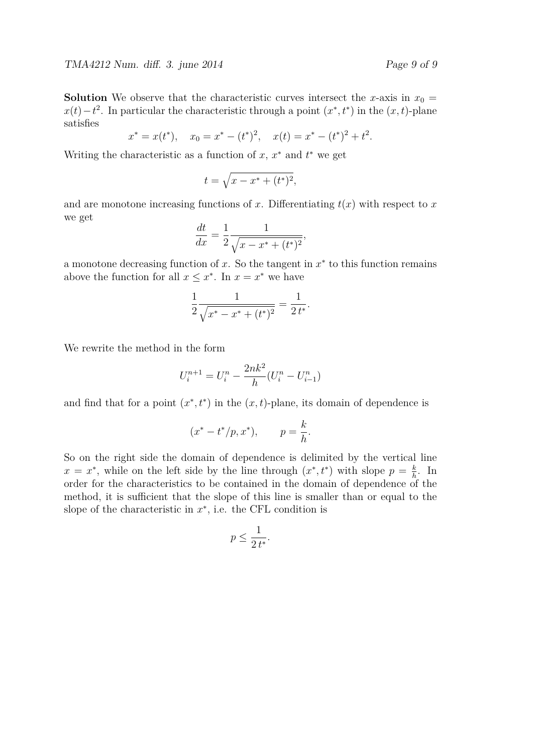**Solution** We observe that the characteristic curves intersect the $x$-axis in $x_0 = x(t) - t^2$. In particular the characteristic through a point $(x^*, t^*)$ in the $(x,t)$-plane satisfies

$$x^* = x(t^*), \quad x_0 = x^* - (t^*)^2, \quad x(t) = x^* - (t^*)^2 + t^2.$$

Writing the characteristic as a function of $x$, $x^*$ and $t^*$ we get

$$t = \sqrt{x - x^* + (t^*)^2},$$

and are monotone increasing functions of $x$. Differentiating $t(x)$ with respect to $x$ we get

$$\frac{dt}{dx} = \frac{1}{2} \frac{1}{\sqrt{x - x^* + (t^*)^2}},$$

a monotone decreasing function of $x$. So the tangent in $x^*$ to this function remains above the function for all $x \leq x^*$. In $x = x^*$ we have

$$\frac{1}{2} \frac{1}{\sqrt{x^* - x^* + (t^*)^2}} = \frac{1}{2\, t^*}.$$

We rewrite the method in the form

$$U_i^{n+1} = U_i^n - \frac{2nk^2}{h}(U_i^n - U_{i-1}^n)$$

and find that for a point $(x^*, t^*)$ in the $(x,t)$-plane, its domain of dependence is

$$(x^* - t^*/p, x^*), \qquad p = \frac{k}{h}.$$

So on the right side the domain of dependence is delimited by the vertical line $x = x^*$, while on the left side by the line through $(x^*, t^*)$ with slope $p = \frac{k}{h}$. In order for the characteristics to be contained in the domain of dependence of the method, it is sufficient that the slope of this line is smaller than or equal to the slope of the characteristic in $x^*$, i.e. the CFL condition is

$$p \leq \frac{1}{2\, t^*}.$$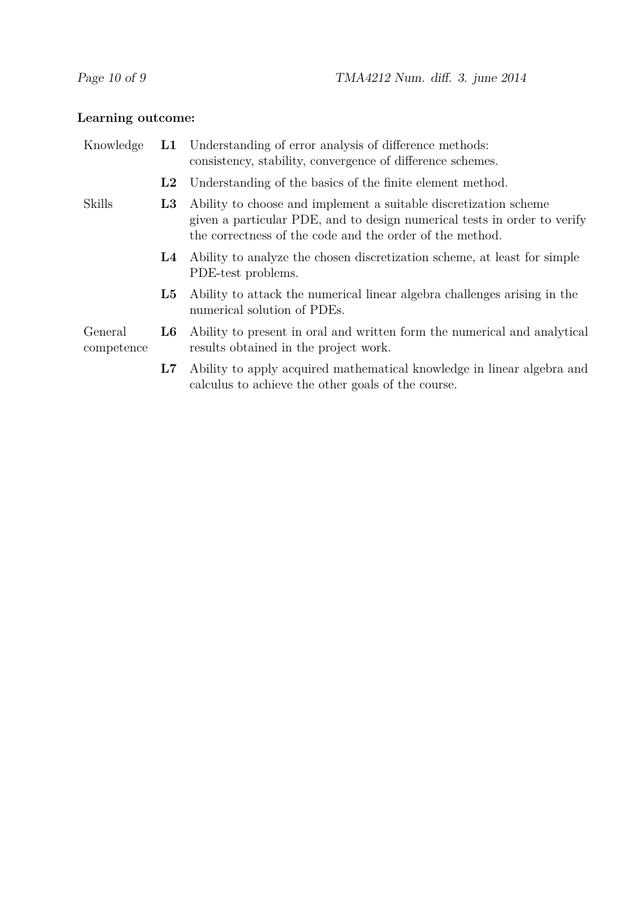**Learning outcome:**

| | | |
|---|---|---|
| Knowledge | **L1** | Understanding of error analysis of difference methods: consistency, stability, convergence of difference schemes. |
| | **L2** | Understanding of the basics of the finite element method. |
| Skills | **L3** | Ability to choose and implement a suitable discretization scheme given a particular PDE, and to design numerical tests in order to verify the correctness of the code and the order of the method. |
| | **L4** | Ability to analyze the chosen discretization scheme, at least for simple PDE-test problems. |
| | **L5** | Ability to attack the numerical linear algebra challenges arising in the numerical solution of PDEs. |
| General competence | **L6** | Ability to present in oral and written form the numerical and analytical results obtained in the project work. |
| | **L7** | Ability to apply acquired mathematical knowledge in linear algebra and calculus to achieve the other goals of the course. |